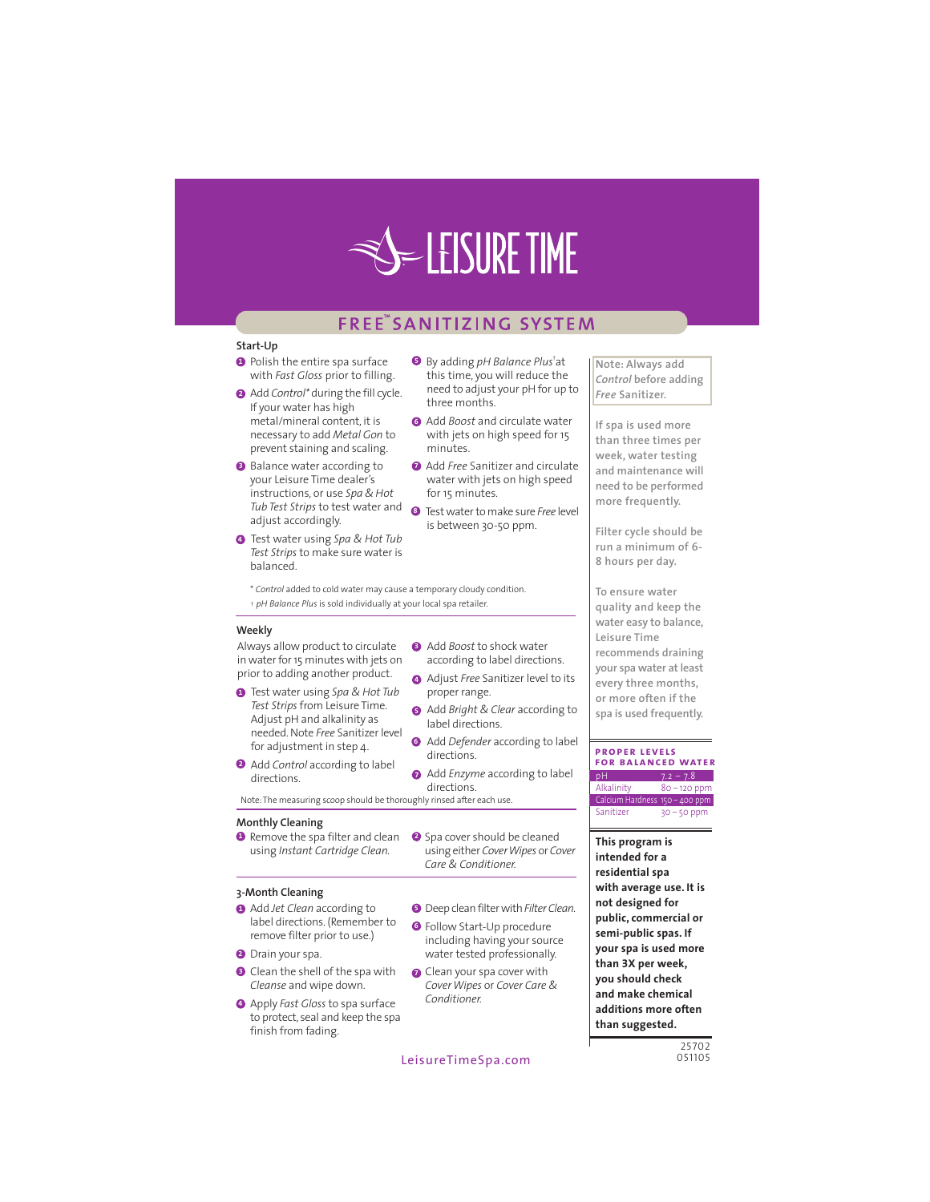# LEISURE TIME

## FREE™ SANITIZING SYSTEM

### Start-Up

1. Polish the entire spa surface with *Fast Gloss* prior to filling.
2. Add *Control\** during the fill cycle. If your water has high metal/mineral content, it is necessary to add *Metal Gon* to prevent staining and scaling.
3. Balance water according to your Leisure Time dealer's instructions, or use *Spa & Hot Tub Test Strips* to test water and adjust accordingly.
4. Test water using *Spa & Hot Tub Test Strips* to make sure water is balanced.
5. By adding *pH Balance Plus*† at this time, you will reduce the need to adjust your pH for up to three months.
6. Add *Boost* and circulate water with jets on high speed for 15 minutes.
7. Add *Free* Sanitizer and circulate water with jets on high speed for 15 minutes.
8. Test water to make sure *Free* level is between 30-50 ppm.

\* *Control* added to cold water may cause a temporary cloudy condition.
† *pH Balance Plus* is sold individually at your local spa retailer.

### Weekly

Always allow product to circulate in water for 15 minutes with jets on prior to adding another product.

1. Test water using *Spa & Hot Tub Test Strips* from Leisure Time. Adjust pH and alkalinity as needed. Note *Free* Sanitizer level for adjustment in step 4.
2. Add *Control* according to label directions.
3. Add *Boost* to shock water according to label directions.
4. Adjust *Free* Sanitizer level to its proper range.
5. Add *Bright & Clear* according to label directions.
6. Add *Defender* according to label directions.
7. Add *Enzyme* according to label directions.

Note: The measuring scoop should be thoroughly rinsed after each use.

### Monthly Cleaning

1. Remove the spa filter and clean using *Instant Cartridge Clean*.
2. Spa cover should be cleaned using either *Cover Wipes* or *Cover Care & Conditioner*.

### 3-Month Cleaning

1. Add *Jet Clean* according to label directions. (Remember to remove filter prior to use.)
2. Drain your spa.
3. Clean the shell of the spa with *Cleanse* and wipe down.
4. Apply *Fast Gloss* to spa surface to protect, seal and keep the spa finish from fading.
5. Deep clean filter with *Filter Clean*.
6. Follow Start-Up procedure including having your source water tested professionally.
7. Clean your spa cover with *Cover Wipes* or *Cover Care & Conditioner*.

LeisureTimeSpa.com

---

Note: Always add *Control* before adding *Free* Sanitizer.

If spa is used more than three times per week, water testing and maintenance will need to be performed more frequently.

Filter cycle should be run a minimum of 6-8 hours per day.

To ensure water quality and keep the water easy to balance, Leisure Time recommends draining your spa water at least every three months, or more often if the spa is used frequently.

**PROPER LEVELS FOR BALANCED WATER**

| | |
|---|---|
| pH | 7.2 – 7.8 |
| Alkalinity | 80 – 120 ppm |
| Calcium Hardness | 150 – 400 ppm |
| Sanitizer | 30 – 50 ppm |

**This program is intended for a residential spa with average use. It is not designed for public, commercial or semi-public spas. If your spa is used more than 3X per week, you should check and make chemical additions more often than suggested.**

25702
051105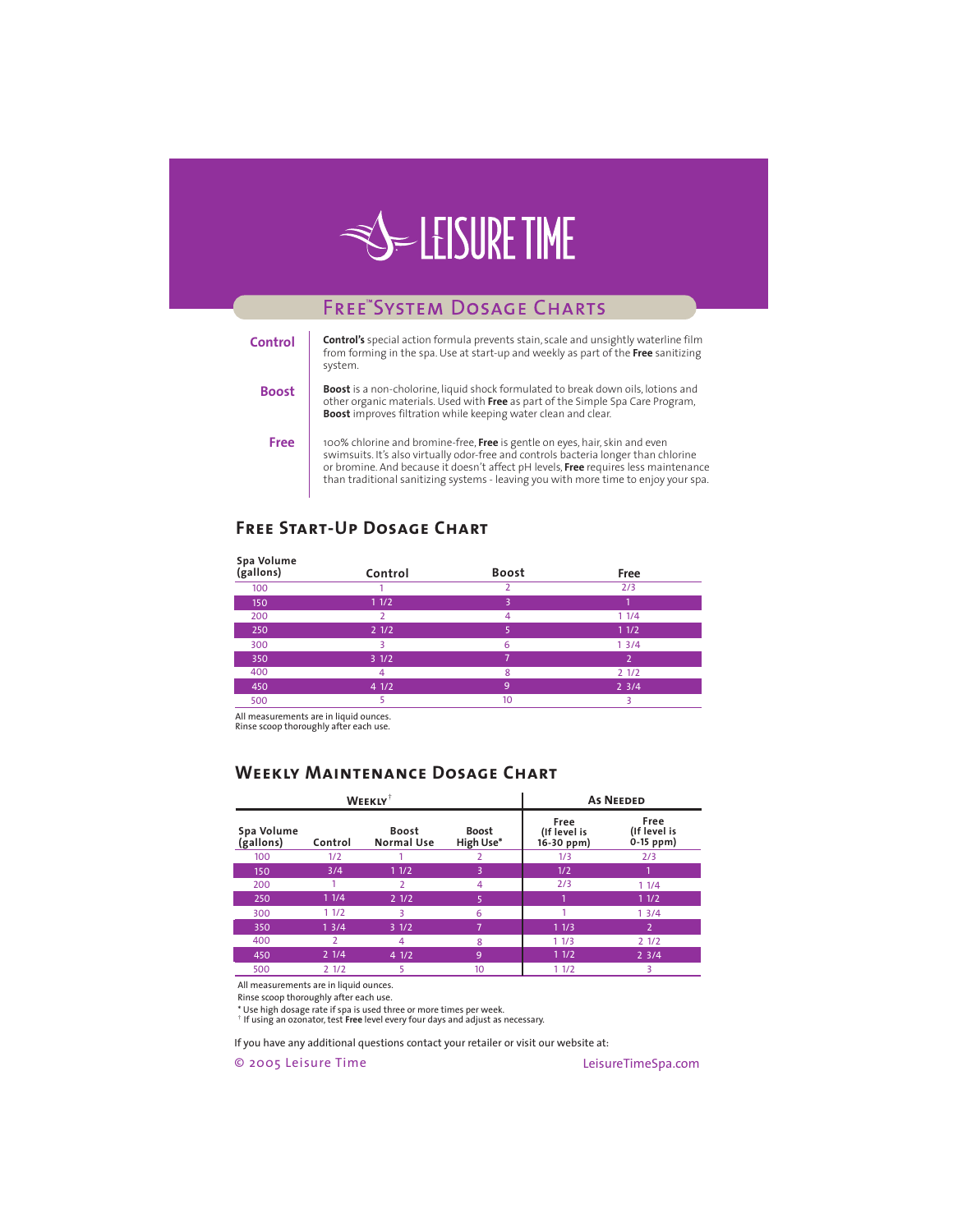# LEISURE TIME

## Free™ System Dosage Charts

**Control** — **Control's** special action formula prevents stain, scale and unsightly waterline film from forming in the spa. Use at start-up and weekly as part of the **Free** sanitizing system.

**Boost** — **Boost** is a non-cholorine, liquid shock formulated to break down oils, lotions and other organic materials. Used with **Free** as part of the Simple Spa Care Program, **Boost** improves filtration while keeping water clean and clear.

**Free** — 100% chlorine and bromine-free, **Free** is gentle on eyes, hair, skin and even swimsuits. It's also virtually odor-free and controls bacteria longer than chlorine or bromine. And because it doesn't affect pH levels, **Free** requires less maintenance than traditional sanitizing systems - leaving you with more time to enjoy your spa.

## Free Start-Up Dosage Chart

| Spa Volume (gallons) | Control | Boost | Free |
|---|---|---|---|
| 100 | 1 | 2 | 2/3 |
| 150 | 1 1/2 | 3 | 1 |
| 200 | 2 | 4 | 1 1/4 |
| 250 | 2 1/2 | 5 | 1 1/2 |
| 300 | 3 | 6 | 1 3/4 |
| 350 | 3 1/2 | 7 | 2 |
| 400 | 4 | 8 | 2 1/2 |
| 450 | 4 1/2 | 9 | 2 3/4 |
| 500 | 5 | 10 | 3 |

All measurements are in liquid ounces.
Rinse scoop thoroughly after each use.

## Weekly Maintenance Dosage Chart

| Weekly† | | | | As Needed | |
|---|---|---|---|---|---|
| Spa Volume (gallons) | Control | Boost Normal Use | Boost High Use* | Free (If level is 16-30 ppm) | Free (If level is 0-15 ppm) |
| 100 | 1/2 | 1 | 2 | 1/3 | 2/3 |
| 150 | 3/4 | 1 1/2 | 3 | 1/2 | 1 |
| 200 | 1 | 2 | 4 | 2/3 | 1 1/4 |
| 250 | 1 1/4 | 2 1/2 | 5 | 1 | 1 1/2 |
| 300 | 1 1/2 | 3 | 6 | 1 | 1 3/4 |
| 350 | 1 3/4 | 3 1/2 | 7 | 1 1/3 | 2 |
| 400 | 2 | 4 | 8 | 1 1/3 | 2 1/2 |
| 450 | 2 1/4 | 4 1/2 | 9 | 1 1/2 | 2 3/4 |
| 500 | 2 1/2 | 5 | 10 | 1 1/2 | 3 |

All measurements are in liquid ounces.

Rinse scoop thoroughly after each use.

* Use high dosage rate if spa is used three or more times per week.
† If using an ozonator, test **Free** level every four days and adjust as necessary.

If you have any additional questions contact your retailer or visit our website at:

© 2005 Leisure Time

LeisureTimeSpa.com